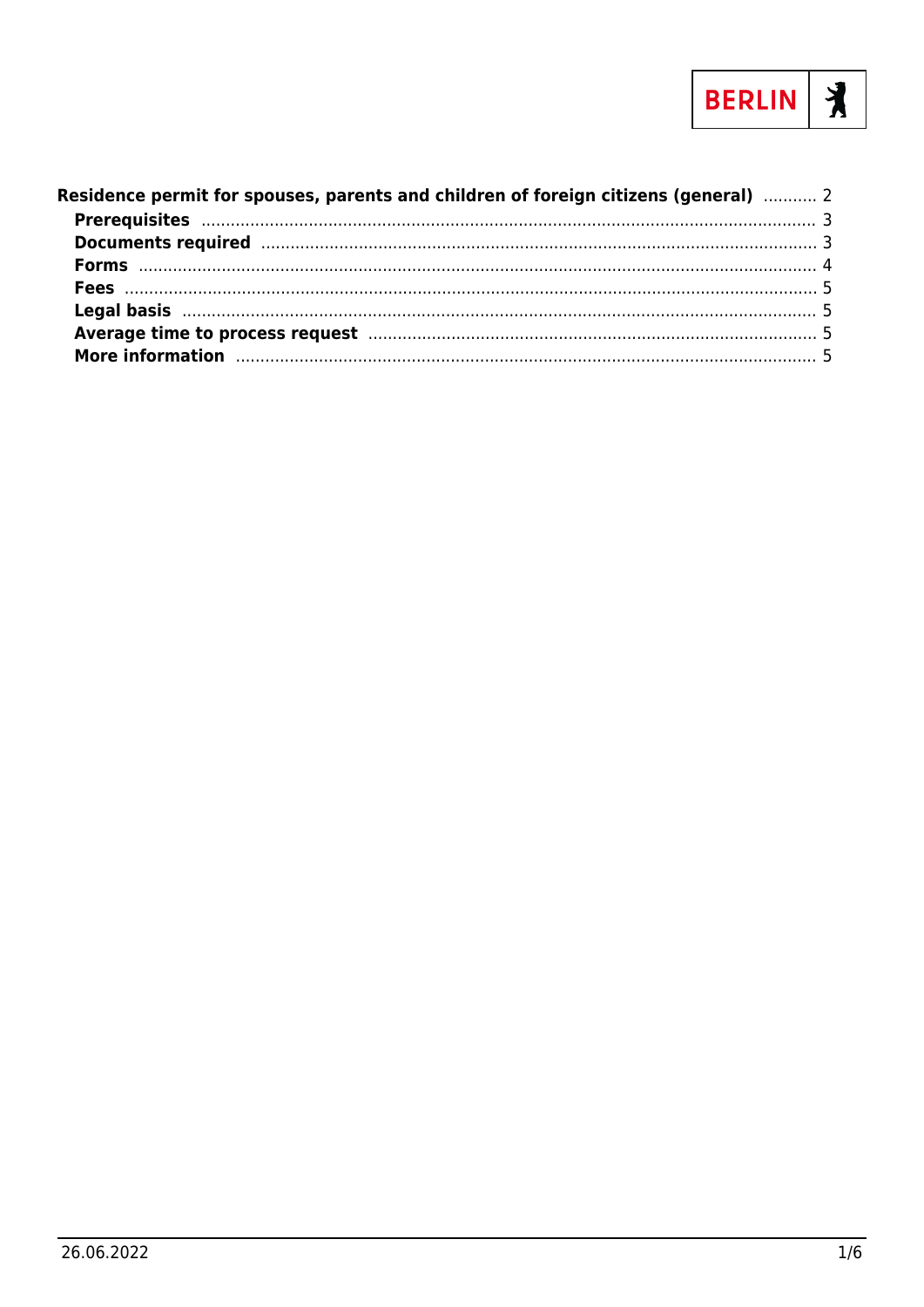BERLIN

**Residence permit for spouses, parents and children of foreign citizens (general)** ........... 2

- **Prerequisites** ........... 3
- **Documents required** ........... 3
- **Forms** ........... 4
- **Fees** ........... 5
- **Legal basis** ........... 5
- **Average time to process request** ........... 5
- **More information** ........... 5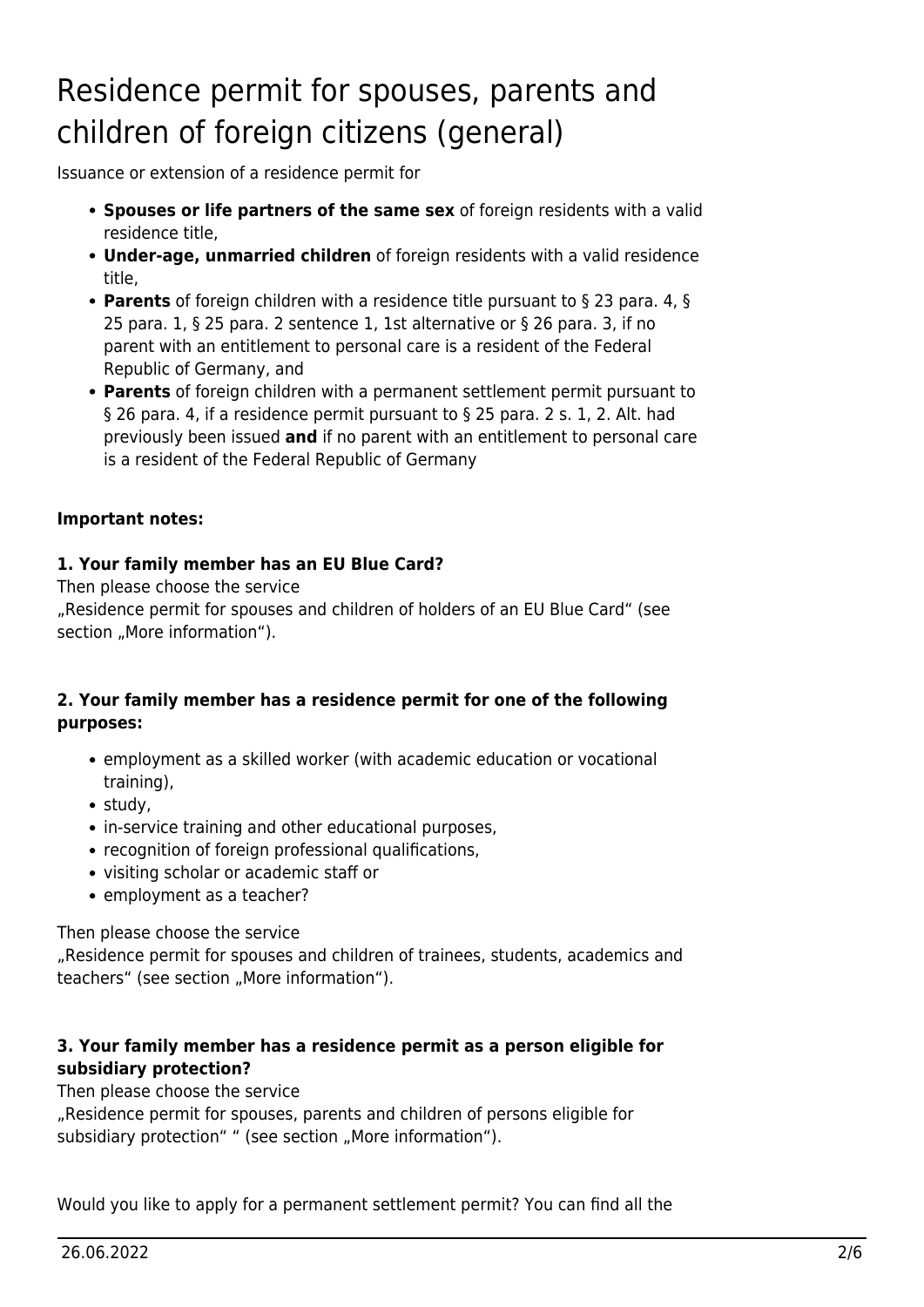# Residence permit for spouses, parents and children of foreign citizens (general)

Issuance or extension of a residence permit for

- **Spouses or life partners of the same sex** of foreign residents with a valid residence title,
- **Under-age, unmarried children** of foreign residents with a valid residence title,
- **Parents** of foreign children with a residence title pursuant to § 23 para. 4, § 25 para. 1, § 25 para. 2 sentence 1, 1st alternative or § 26 para. 3, if no parent with an entitlement to personal care is a resident of the Federal Republic of Germany, and
- **Parents** of foreign children with a permanent settlement permit pursuant to § 26 para. 4, if a residence permit pursuant to § 25 para. 2 s. 1, 2. Alt. had previously been issued **and** if no parent with an entitlement to personal care is a resident of the Federal Republic of Germany

**Important notes:**

**1. Your family member has an EU Blue Card?**

Then please choose the service

„Residence permit for spouses and children of holders of an EU Blue Card" (see section „More information").

**2. Your family member has a residence permit for one of the following purposes:**

- employment as a skilled worker (with academic education or vocational training),
- study,
- in-service training and other educational purposes,
- recognition of foreign professional qualifications,
- visiting scholar or academic staff or
- employment as a teacher?

Then please choose the service

„Residence permit for spouses and children of trainees, students, academics and teachers" (see section „More information").

**3. Your family member has a residence permit as a person eligible for subsidiary protection?**

Then please choose the service

„Residence permit for spouses, parents and children of persons eligible for subsidiary protection" " (see section „More information").

Would you like to apply for a permanent settlement permit? You can find all the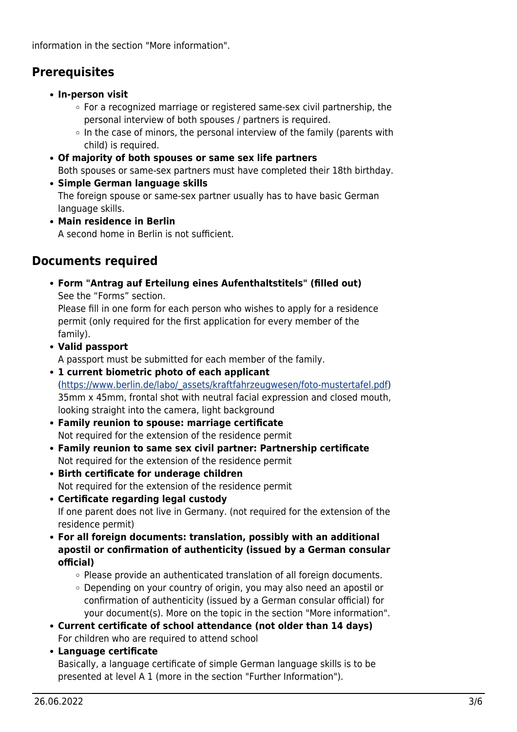information in the section "More information".

## Prerequisites

- **In-person visit**
  - For a recognized marriage or registered same-sex civil partnership, the personal interview of both spouses / partners is required.
  - In the case of minors, the personal interview of the family (parents with child) is required.
- **Of majority of both spouses or same sex life partners**
  Both spouses or same-sex partners must have completed their 18th birthday.
- **Simple German language skills**
  The foreign spouse or same-sex partner usually has to have basic German language skills.
- **Main residence in Berlin**
  A second home in Berlin is not sufficient.

## Documents required

- **Form "Antrag auf Erteilung eines Aufenthaltstitels" (filled out)**
  See the “Forms” section.
  Please fill in one form for each person who wishes to apply for a residence permit (only required for the first application for every member of the family).
- **Valid passport**
  A passport must be submitted for each member of the family.
- **1 current biometric photo of each applicant**
  ([https://www.berlin.de/labo/_assets/kraftfahrzeugwesen/foto-mustertafel.pdf](https://www.berlin.de/labo/_assets/kraftfahrzeugwesen/foto-mustertafel.pdf))
  35mm x 45mm, frontal shot with neutral facial expression and closed mouth, looking straight into the camera, light background
- **Family reunion to spouse: marriage certificate**
  Not required for the extension of the residence permit
- **Family reunion to same sex civil partner: Partnership certificate**
  Not required for the extension of the residence permit
- **Birth certificate for underage children**
  Not required for the extension of the residence permit
- **Certificate regarding legal custody**
  If one parent does not live in Germany. (not required for the extension of the residence permit)
- **For all foreign documents: translation, possibly with an additional apostil or confirmation of authenticity (issued by a German consular official)**
  - Please provide an authenticated translation of all foreign documents.
  - Depending on your country of origin, you may also need an apostil or confirmation of authenticity (issued by a German consular official) for your document(s). More on the topic in the section "More information".
- **Current certificate of school attendance (not older than 14 days)**
  For children who are required to attend school
- **Language certificate**
  Basically, a language certificate of simple German language skills is to be presented at level A 1 (more in the section "Further Information").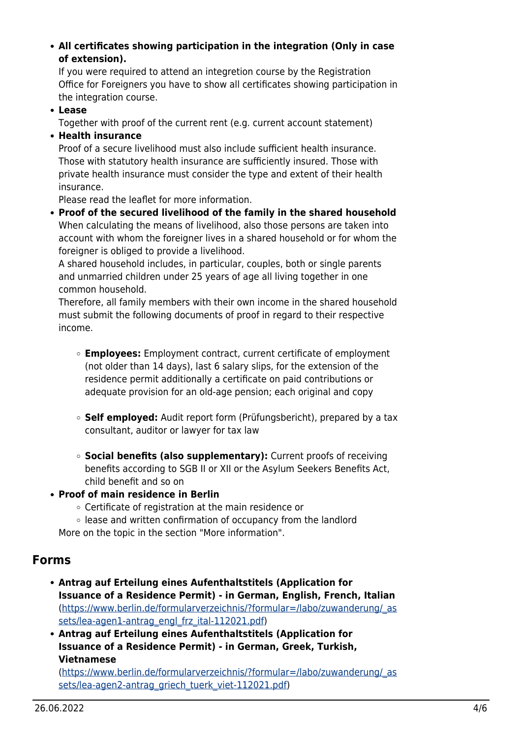- **All certificates showing participation in the integration (Only in case of extension).**
  If you were required to attend an integretion course by the Registration Office for Foreigners you have to show all certificates showing participation in the integration course.
- **Lease**
  Together with proof of the current rent (e.g. current account statement)
- **Health insurance**
  Proof of a secure livelihood must also include sufficient health insurance. Those with statutory health insurance are sufficiently insured. Those with private health insurance must consider the type and extent of their health insurance.
  Please read the leaflet for more information.
- **Proof of the secured livelihood of the family in the shared household**
  When calculating the means of livelihood, also those persons are taken into account with whom the foreigner lives in a shared household or for whom the foreigner is obliged to provide a livelihood.
  A shared household includes, in particular, couples, both or single parents and unmarried children under 25 years of age all living together in one common household.
  Therefore, all family members with their own income in the shared household must submit the following documents of proof in regard to their respective income.

  - **Employees:** Employment contract, current certificate of employment (not older than 14 days), last 6 salary slips, for the extension of the residence permit additionally a certificate on paid contributions or adequate provision for an old-age pension; each original and copy

  - **Self employed:** Audit report form (Prüfungsbericht), prepared by a tax consultant, auditor or lawyer for tax law

  - **Social benefits (also supplementary):** Current proofs of receiving benefits according to SGB II or XII or the Asylum Seekers Benefits Act, child benefit and so on
- **Proof of main residence in Berlin**
  - Certificate of registration at the main residence or
  - lease and written confirmation of occupancy from the landlord

  More on the topic in the section "More information".

## Forms

- **Antrag auf Erteilung eines Aufenthaltstitels (Application for Issuance of a Residence Permit) - in German, English, French, Italian**
  (https://www.berlin.de/formularverzeichnis/?formular=/labo/zuwanderung/_assets/lea-agen1-antrag_engl_frz_ital-112021.pdf)
- **Antrag auf Erteilung eines Aufenthaltstitels (Application for Issuance of a Residence Permit) - in German, Greek, Turkish, Vietnamese**
  (https://www.berlin.de/formularverzeichnis/?formular=/labo/zuwanderung/_assets/lea-agen2-antrag_griech_tuerk_viet-112021.pdf)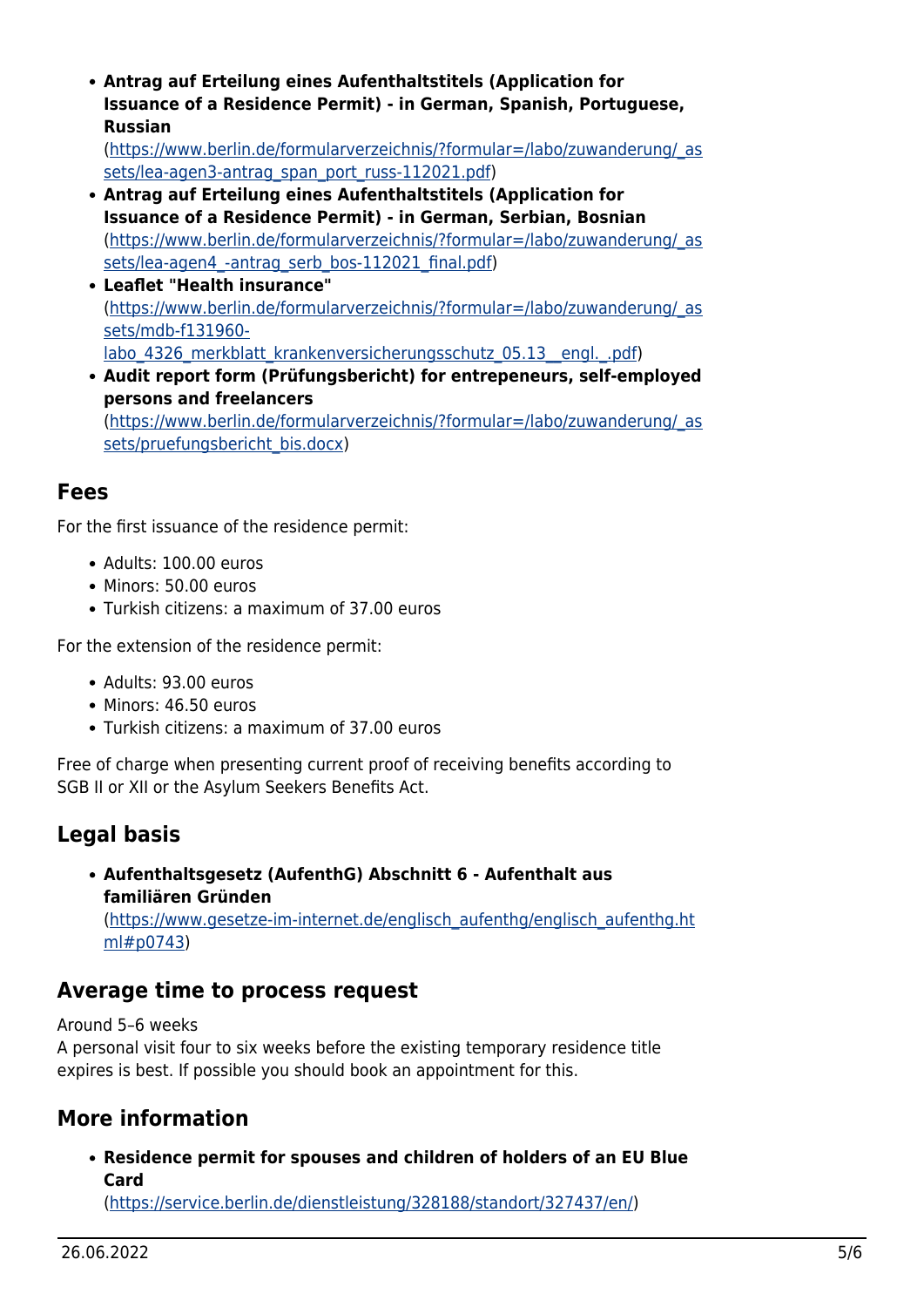- **Antrag auf Erteilung eines Aufenthaltstitels (Application for Issuance of a Residence Permit) - in German, Spanish, Portuguese, Russian**
  (https://www.berlin.de/formularverzeichnis/?formular=/labo/zuwanderung/_assets/lea-agen3-antrag_span_port_russ-112021.pdf)
- **Antrag auf Erteilung eines Aufenthaltstitels (Application for Issuance of a Residence Permit) - in German, Serbian, Bosnian**
  (https://www.berlin.de/formularverzeichnis/?formular=/labo/zuwanderung/_assets/lea-agen4_-antrag_serb_bos-112021_final.pdf)
- **Leaflet "Health insurance"**
  (https://www.berlin.de/formularverzeichnis/?formular=/labo/zuwanderung/_assets/mdb-f131960-labo_4326_merkblatt_krankenversicherungsschutz_05.13__engl._.pdf)
- **Audit report form (Prüfungsbericht) for entrepeneurs, self-employed persons and freelancers**
  (https://www.berlin.de/formularverzeichnis/?formular=/labo/zuwanderung/_assets/pruefungsbericht_bis.docx)

## Fees

For the first issuance of the residence permit:

- Adults: 100.00 euros
- Minors: 50.00 euros
- Turkish citizens: a maximum of 37.00 euros

For the extension of the residence permit:

- Adults: 93.00 euros
- Minors: 46.50 euros
- Turkish citizens: a maximum of 37.00 euros

Free of charge when presenting current proof of receiving benefits according to SGB II or XII or the Asylum Seekers Benefits Act.

## Legal basis

- **Aufenthaltsgesetz (AufenthG) Abschnitt 6 - Aufenthalt aus familiären Gründen**
  (https://www.gesetze-im-internet.de/englisch_aufenthg/englisch_aufenthg.html#p0743)

## Average time to process request

Around 5–6 weeks
A personal visit four to six weeks before the existing temporary residence title expires is best. If possible you should book an appointment for this.

## More information

- **Residence permit for spouses and children of holders of an EU Blue Card**
  (https://service.berlin.de/dienstleistung/328188/standort/327437/en/)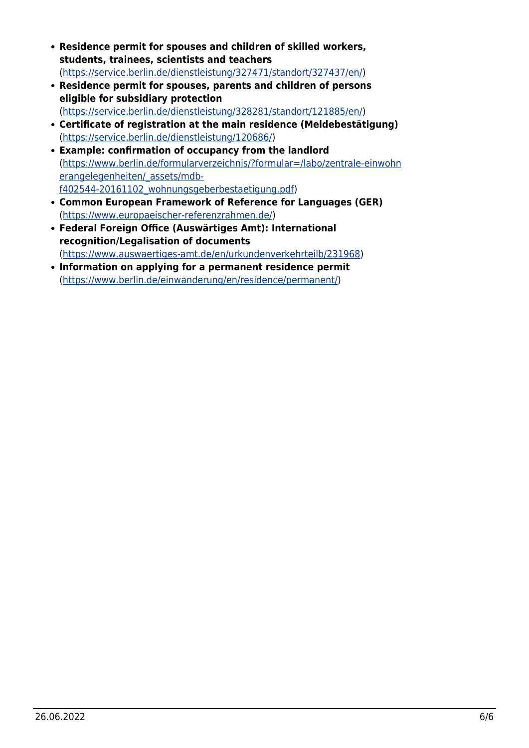- **Residence permit for spouses and children of skilled workers, students, trainees, scientists and teachers** (https://service.berlin.de/dienstleistung/327471/standort/327437/en/)
- **Residence permit for spouses, parents and children of persons eligible for subsidiary protection** (https://service.berlin.de/dienstleistung/328281/standort/121885/en/)
- **Certificate of registration at the main residence (Meldebestätigung)** (https://service.berlin.de/dienstleistung/120686/)
- **Example: confirmation of occupancy from the landlord** (https://www.berlin.de/formularverzeichnis/?formular=/labo/zentrale-einwohnerangelegenheiten/_assets/mdb-f402544-20161102_wohnungsgeberbestaetigung.pdf)
- **Common European Framework of Reference for Languages (GER)** (https://www.europaeischer-referenzrahmen.de/)
- **Federal Foreign Office (Auswärtiges Amt): International recognition/Legalisation of documents** (https://www.auswaertiges-amt.de/en/urkundenverkehrteilb/231968)
- **Information on applying for a permanent residence permit** (https://www.berlin.de/einwanderung/en/residence/permanent/)